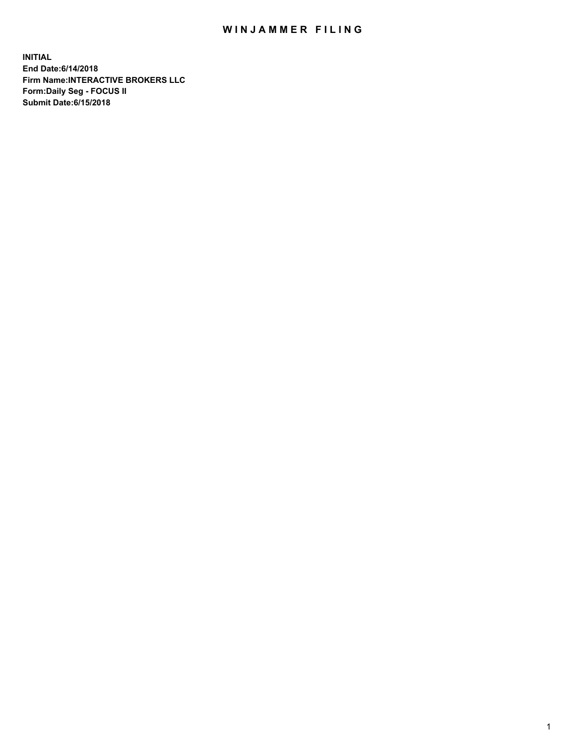# WINJAMMER FILING

**INITIAL**
**End Date:6/14/2018**
**Firm Name:INTERACTIVE BROKERS LLC**
**Form:Daily Seg - FOCUS II**
**Submit Date:6/15/2018**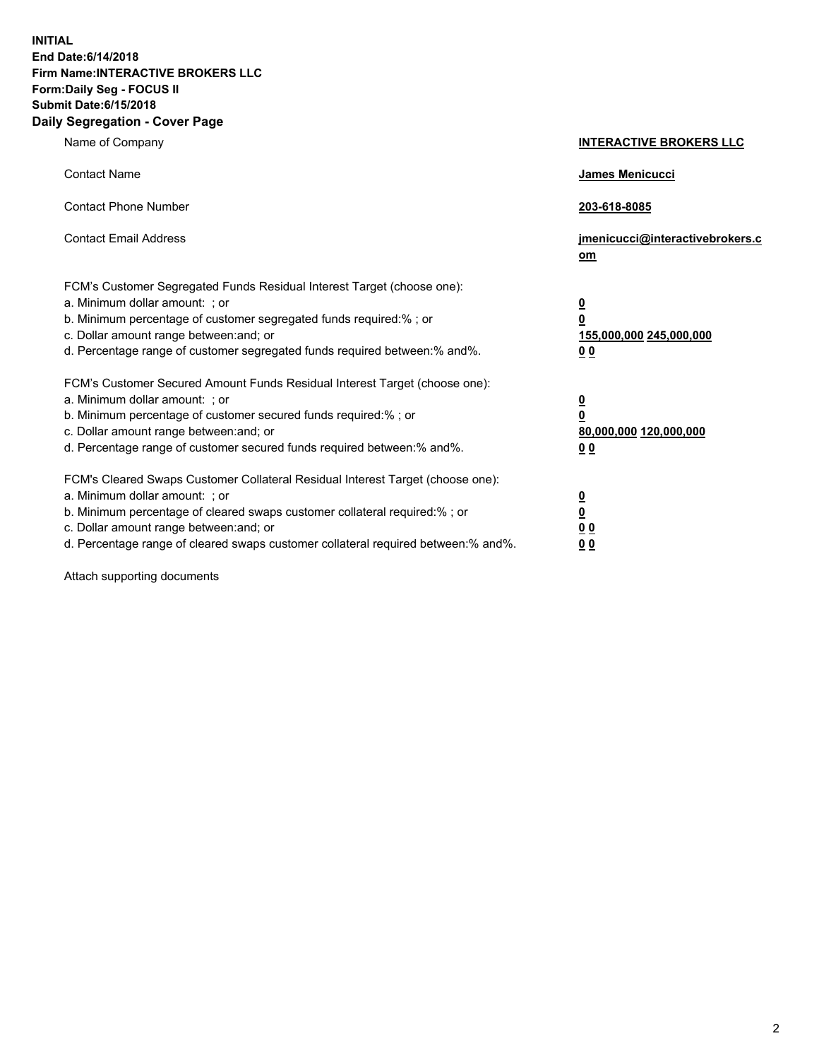**INITIAL**
**End Date:6/14/2018**
**Firm Name:INTERACTIVE BROKERS LLC**
**Form:Daily Seg - FOCUS II**
**Submit Date:6/15/2018**

## Daily Segregation - Cover Page

| | |
|---|---|
| Name of Company | **INTERACTIVE BROKERS LLC** |
| Contact Name | **James Menicucci** |
| Contact Phone Number | **203-618-8085** |
| Contact Email Address | **jmenicucci@interactivebrokers.com** |

FCM's Customer Segregated Funds Residual Interest Target (choose one):

| | |
|---|---|
| a. Minimum dollar amount: ; or | **0** |
| b. Minimum percentage of customer segregated funds required:% ; or | **0** |
| c. Dollar amount range between:and; or | **155,000,000** **245,000,000** |
| d. Percentage range of customer segregated funds required between:% and%. | **0** **0** |

FCM's Customer Secured Amount Funds Residual Interest Target (choose one):

| | |
|---|---|
| a. Minimum dollar amount: ; or | **0** |
| b. Minimum percentage of customer secured funds required:% ; or | **0** |
| c. Dollar amount range between:and; or | **80,000,000** **120,000,000** |
| d. Percentage range of customer secured funds required between:% and%. | **0** **0** |

FCM's Cleared Swaps Customer Collateral Residual Interest Target (choose one):

| | |
|---|---|
| a. Minimum dollar amount: ; or | **0** |
| b. Minimum percentage of cleared swaps customer collateral required:% ; or | **0** |
| c. Dollar amount range between:and; or | **0** **0** |
| d. Percentage range of cleared swaps customer collateral required between:% and%. | **0** **0** |

Attach supporting documents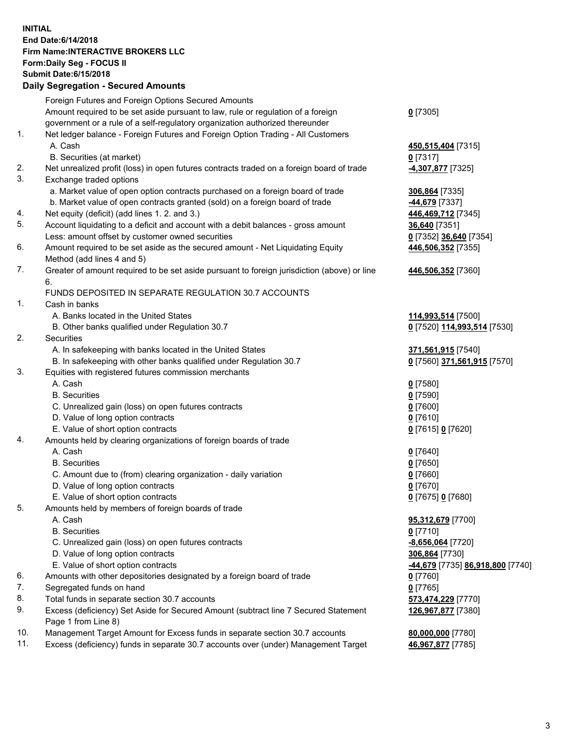**INITIAL**
**End Date:6/14/2018**
**Firm Name:INTERACTIVE BROKERS LLC**
**Form:Daily Seg - FOCUS II**
**Submit Date:6/15/2018**

## Daily Segregation - Secured Amounts

| | | |
|---|---|---|
| | Foreign Futures and Foreign Options Secured Amounts | |
| | Amount required to be set aside pursuant to law, rule or regulation of a foreign government or a rule of a self-regulatory organization authorized thereunder | **0** [7305] |
| 1. | Net ledger balance - Foreign Futures and Foreign Option Trading - All Customers | |
| | A. Cash | **450,515,404** [7315] |
| | B. Securities (at market) | **0** [7317] |
| 2. | Net unrealized profit (loss) in open futures contracts traded on a foreign board of trade | **-4,307,877** [7325] |
| 3. | Exchange traded options | |
| | a. Market value of open option contracts purchased on a foreign board of trade | **306,864** [7335] |
| | b. Market value of open contracts granted (sold) on a foreign board of trade | **-44,679** [7337] |
| 4. | Net equity (deficit) (add lines 1. 2. and 3.) | **446,469,712** [7345] |
| 5. | Account liquidating to a deficit and account with a debit balances - gross amount | **36,640** [7351] |
| | Less: amount offset by customer owned securities | **0** [7352] **36,640** [7354] |
| 6. | Amount required to be set aside as the secured amount - Net Liquidating Equity Method (add lines 4 and 5) | **446,506,352** [7355] |
| 7. | Greater of amount required to be set aside pursuant to foreign jurisdiction (above) or line 6. | **446,506,352** [7360] |
| | FUNDS DEPOSITED IN SEPARATE REGULATION 30.7 ACCOUNTS | |
| 1. | Cash in banks | |
| | A. Banks located in the United States | **114,993,514** [7500] |
| | B. Other banks qualified under Regulation 30.7 | **0** [7520] **114,993,514** [7530] |
| 2. | Securities | |
| | A. In safekeeping with banks located in the United States | **371,561,915** [7540] |
| | B. In safekeeping with other banks qualified under Regulation 30.7 | **0** [7560] **371,561,915** [7570] |
| 3. | Equities with registered futures commission merchants | |
| | A. Cash | **0** [7580] |
| | B. Securities | **0** [7590] |
| | C. Unrealized gain (loss) on open futures contracts | **0** [7600] |
| | D. Value of long option contracts | **0** [7610] |
| | E. Value of short option contracts | **0** [7615] **0** [7620] |
| 4. | Amounts held by clearing organizations of foreign boards of trade | |
| | A. Cash | **0** [7640] |
| | B. Securities | **0** [7650] |
| | C. Amount due to (from) clearing organization - daily variation | **0** [7660] |
| | D. Value of long option contracts | **0** [7670] |
| | E. Value of short option contracts | **0** [7675] **0** [7680] |
| 5. | Amounts held by members of foreign boards of trade | |
| | A. Cash | **95,312,679** [7700] |
| | B. Securities | **0** [7710] |
| | C. Unrealized gain (loss) on open futures contracts | **-8,656,064** [7720] |
| | D. Value of long option contracts | **306,864** [7730] |
| | E. Value of short option contracts | **-44,679** [7735] **86,918,800** [7740] |
| 6. | Amounts with other depositories designated by a foreign board of trade | **0** [7760] |
| 7. | Segregated funds on hand | **0** [7765] |
| 8. | Total funds in separate section 30.7 accounts | **573,474,229** [7770] |
| 9. | Excess (deficiency) Set Aside for Secured Amount (subtract line 7 Secured Statement Page 1 from Line 8) | **126,967,877** [7380] |
| 10. | Management Target Amount for Excess funds in separate section 30.7 accounts | **80,000,000** [7780] |
| 11. | Excess (deficiency) funds in separate 30.7 accounts over (under) Management Target | **46,967,877** [7785] |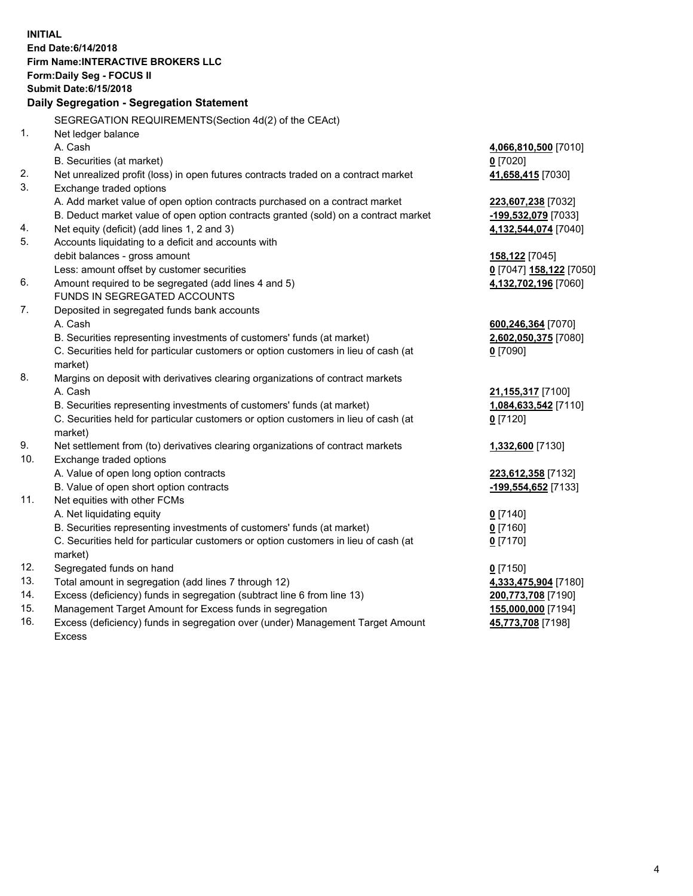**INITIAL**
**End Date:6/14/2018**
**Firm Name:INTERACTIVE BROKERS LLC**
**Form:Daily Seg - FOCUS II**
**Submit Date:6/15/2018**

**Daily Segregation - Segregation Statement**

SEGREGATION REQUIREMENTS(Section 4d(2) of the CEAct)

| | | |
|---|---|---|
| 1. | Net ledger balance | |
| | A. Cash | **4,066,810,500** [7010] |
| | B. Securities (at market) | **0** [7020] |
| 2. | Net unrealized profit (loss) in open futures contracts traded on a contract market | **41,658,415** [7030] |
| 3. | Exchange traded options | |
| | A. Add market value of open option contracts purchased on a contract market | **223,607,238** [7032] |
| | B. Deduct market value of open option contracts granted (sold) on a contract market | **-199,532,079** [7033] |
| 4. | Net equity (deficit) (add lines 1, 2 and 3) | **4,132,544,074** [7040] |
| 5. | Accounts liquidating to a deficit and accounts with | |
| | debit balances - gross amount | **158,122** [7045] |
| | Less: amount offset by customer securities | **0** [7047] **158,122** [7050] |
| 6. | Amount required to be segregated (add lines 4 and 5) | **4,132,702,196** [7060] |
| | FUNDS IN SEGREGATED ACCOUNTS | |
| 7. | Deposited in segregated funds bank accounts | |
| | A. Cash | **600,246,364** [7070] |
| | B. Securities representing investments of customers' funds (at market) | **2,602,050,375** [7080] |
| | C. Securities held for particular customers or option customers in lieu of cash (at market) | **0** [7090] |
| 8. | Margins on deposit with derivatives clearing organizations of contract markets | |
| | A. Cash | **21,155,317** [7100] |
| | B. Securities representing investments of customers' funds (at market) | **1,084,633,542** [7110] |
| | C. Securities held for particular customers or option customers in lieu of cash (at market) | **0** [7120] |
| 9. | Net settlement from (to) derivatives clearing organizations of contract markets | **1,332,600** [7130] |
| 10. | Exchange traded options | |
| | A. Value of open long option contracts | **223,612,358** [7132] |
| | B. Value of open short option contracts | **-199,554,652** [7133] |
| 11. | Net equities with other FCMs | |
| | A. Net liquidating equity | **0** [7140] |
| | B. Securities representing investments of customers' funds (at market) | **0** [7160] |
| | C. Securities held for particular customers or option customers in lieu of cash (at market) | **0** [7170] |
| 12. | Segregated funds on hand | **0** [7150] |
| 13. | Total amount in segregation (add lines 7 through 12) | **4,333,475,904** [7180] |
| 14. | Excess (deficiency) funds in segregation (subtract line 6 from line 13) | **200,773,708** [7190] |
| 15. | Management Target Amount for Excess funds in segregation | **155,000,000** [7194] |
| 16. | Excess (deficiency) funds in segregation over (under) Management Target Amount Excess | **45,773,708** [7198] |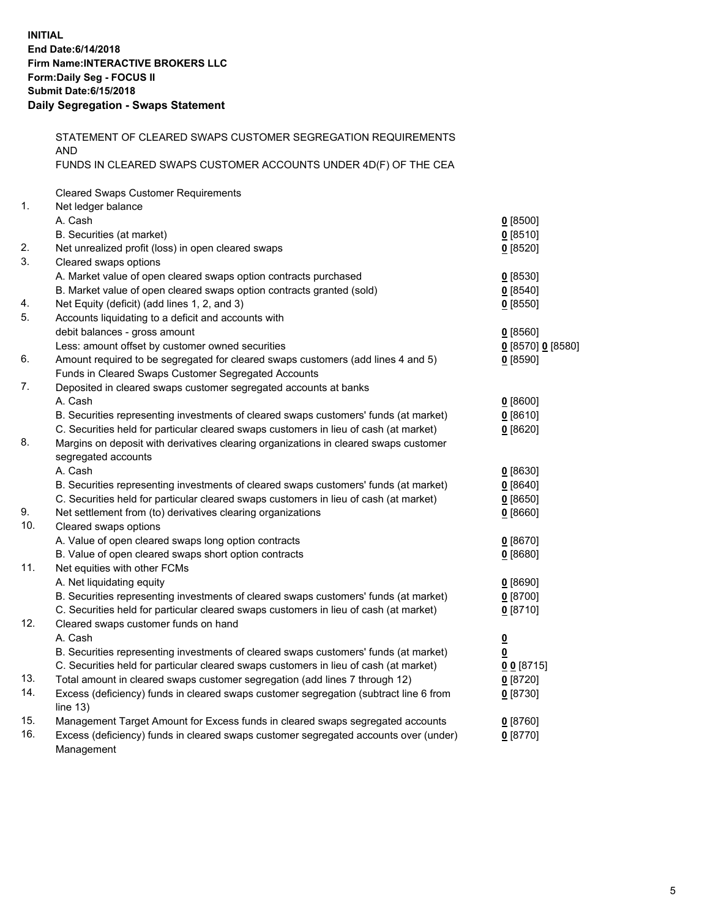**INITIAL**
**End Date:6/14/2018**
**Firm Name:INTERACTIVE BROKERS LLC**
**Form:Daily Seg - FOCUS II**
**Submit Date:6/15/2018**
**Daily Segregation - Swaps Statement**

STATEMENT OF CLEARED SWAPS CUSTOMER SEGREGATION REQUIREMENTS AND FUNDS IN CLEARED SWAPS CUSTOMER ACCOUNTS UNDER 4D(F) OF THE CEA

| | | |
|---|---|---|
| | Cleared Swaps Customer Requirements | |
| 1. | Net ledger balance | |
| | A. Cash | 0 [8500] |
| | B. Securities (at market) | 0 [8510] |
| 2. | Net unrealized profit (loss) in open cleared swaps | 0 [8520] |
| 3. | Cleared swaps options | |
| | A. Market value of open cleared swaps option contracts purchased | 0 [8530] |
| | B. Market value of open cleared swaps option contracts granted (sold) | 0 [8540] |
| 4. | Net Equity (deficit) (add lines 1, 2, and 3) | 0 [8550] |
| 5. | Accounts liquidating to a deficit and accounts with debit balances - gross amount | 0 [8560] |
| | Less: amount offset by customer owned securities | 0 [8570] 0 [8580] |
| 6. | Amount required to be segregated for cleared swaps customers (add lines 4 and 5) | 0 [8590] |
| | Funds in Cleared Swaps Customer Segregated Accounts | |
| 7. | Deposited in cleared swaps customer segregated accounts at banks | |
| | A. Cash | 0 [8600] |
| | B. Securities representing investments of cleared swaps customers' funds (at market) | 0 [8610] |
| | C. Securities held for particular cleared swaps customers in lieu of cash (at market) | 0 [8620] |
| 8. | Margins on deposit with derivatives clearing organizations in cleared swaps customer segregated accounts | |
| | A. Cash | 0 [8630] |
| | B. Securities representing investments of cleared swaps customers' funds (at market) | 0 [8640] |
| | C. Securities held for particular cleared swaps customers in lieu of cash (at market) | 0 [8650] |
| 9. | Net settlement from (to) derivatives clearing organizations | 0 [8660] |
| 10. | Cleared swaps options | |
| | A. Value of open cleared swaps long option contracts | 0 [8670] |
| | B. Value of open cleared swaps short option contracts | 0 [8680] |
| 11. | Net equities with other FCMs | |
| | A. Net liquidating equity | 0 [8690] |
| | B. Securities representing investments of cleared swaps customers' funds (at market) | 0 [8700] |
| | C. Securities held for particular cleared swaps customers in lieu of cash (at market) | 0 [8710] |
| 12. | Cleared swaps customer funds on hand | |
| | A. Cash | 0 |
| | B. Securities representing investments of cleared swaps customers' funds (at market) | 0 |
| | C. Securities held for particular cleared swaps customers in lieu of cash (at market) | 0 0 [8715] |
| 13. | Total amount in cleared swaps customer segregation (add lines 7 through 12) | 0 [8720] |
| 14. | Excess (deficiency) funds in cleared swaps customer segregation (subtract line 6 from line 13) | 0 [8730] |
| 15. | Management Target Amount for Excess funds in cleared swaps segregated accounts | 0 [8760] |
| 16. | Excess (deficiency) funds in cleared swaps customer segregated accounts over (under) Management | 0 [8770] |